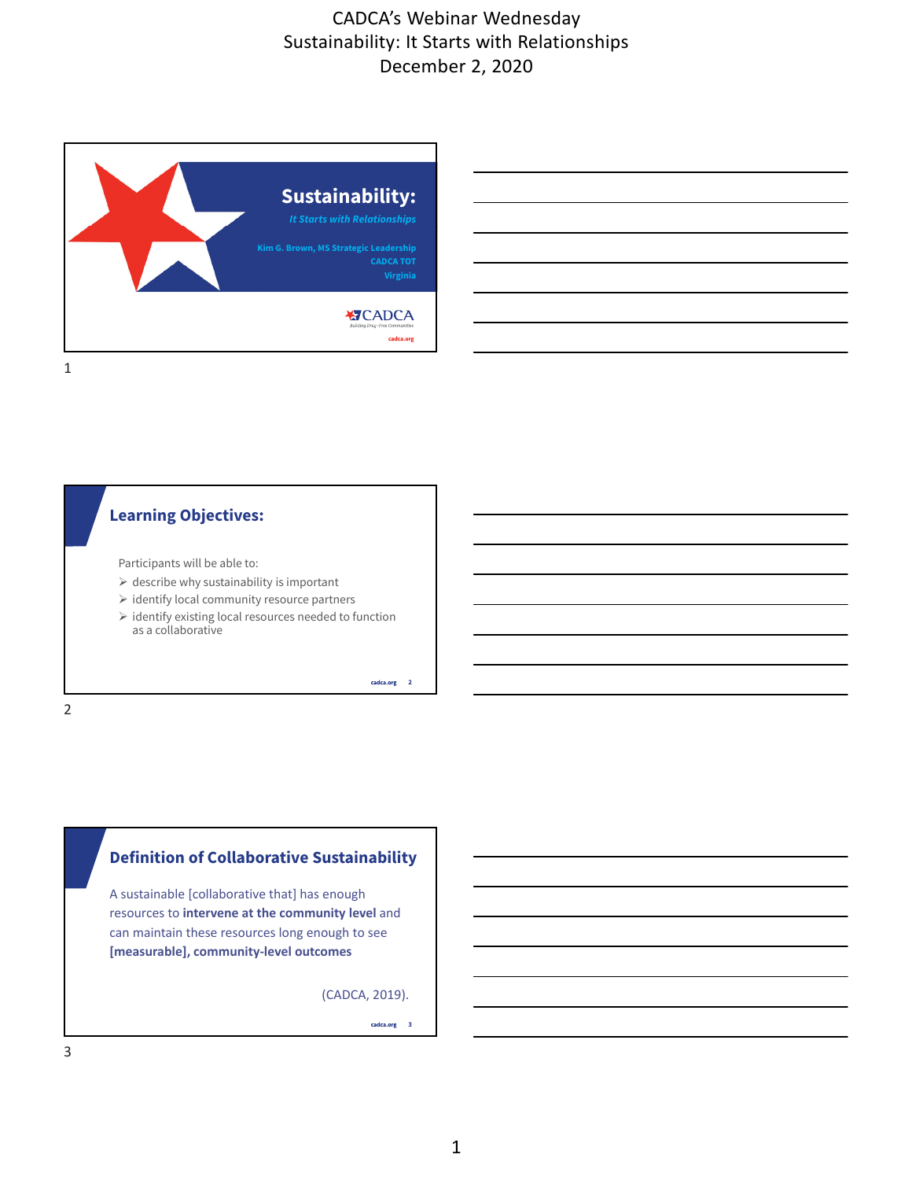# CADCA's Webinar Wednesday
# Sustainability: It Starts with Relationships
# December 2, 2020

## Sustainability:

*It Starts with Relationships*

Kim G. Brown, MS Strategic Leadership
CADCA TOT
Virginia

CADCA
Building Drug-Free Communities
cadca.org

## Learning Objectives:

Participants will be able to:

- describe why sustainability is important
- identify local community resource partners
- identify existing local resources needed to function as a collaborative

## Definition of Collaborative Sustainability

A sustainable [collaborative that] has enough resources to **intervene at the community level** and can maintain these resources long enough to see **[measurable], community-level outcomes**

(CADCA, 2019).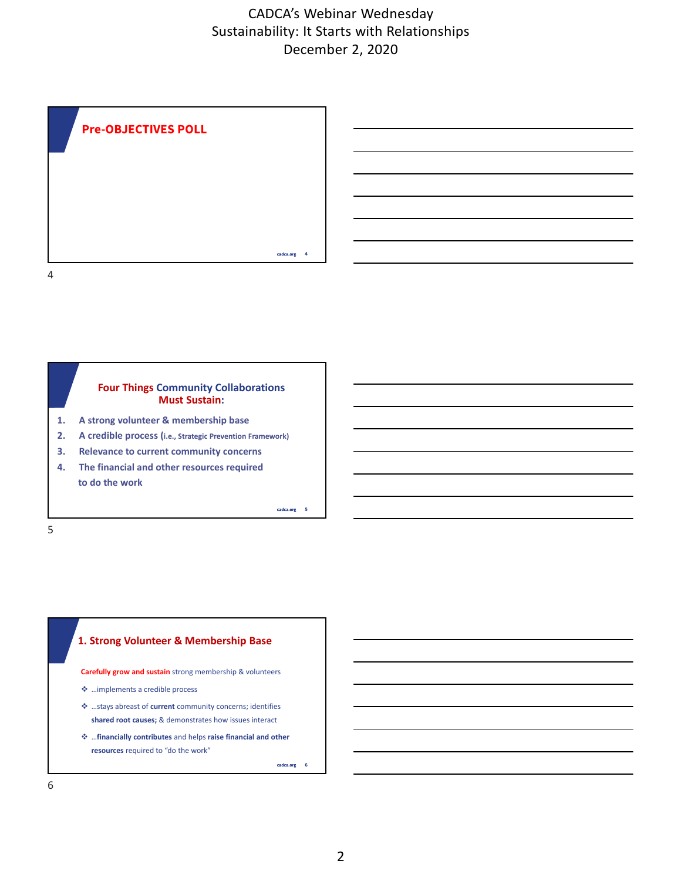# CADCA's Webinar Wednesday
# Sustainability: It Starts with Relationships
# December 2, 2020

## Pre-OBJECTIVES POLL

## Four Things Community Collaborations Must Sustain:

1. **A strong volunteer & membership base**
2. **A credible process (i.e., Strategic Prevention Framework)**
3. **Relevance to current community concerns**
4. **The financial and other resources required to do the work**

## 1. Strong Volunteer & Membership Base

**Carefully grow and sustain** strong membership & volunteers

- …implements a credible process
- …stays abreast of **current** community concerns; identifies **shared root causes;** & demonstrates how issues interact
- …**financially contributes** and helps **raise financial and other resources** required to "do the work"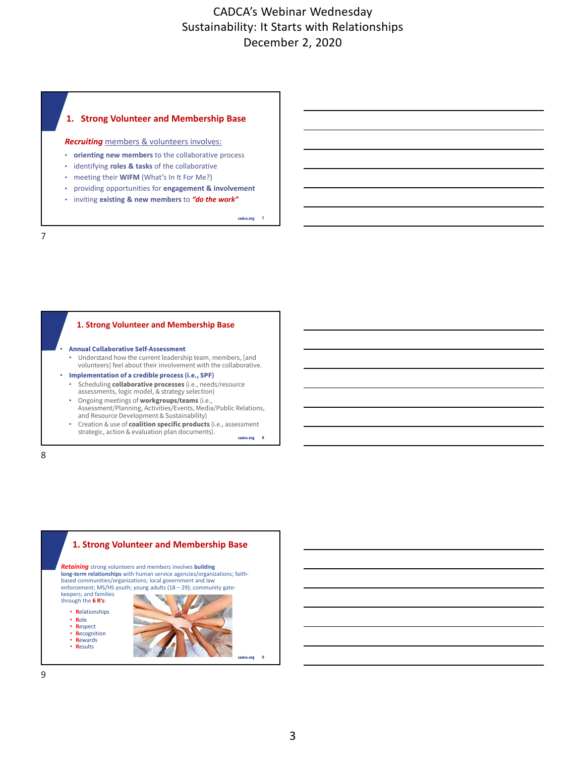## 1. Strong Volunteer and Membership Base

***Recruiting*** members & volunteers involves:

- **orienting new members** to the collaborative process
- identifying **roles & tasks** of the collaborative
- meeting their **WIFM** (What's In It For Me?)
- providing opportunities for **engagement & involvement**
- inviting **existing & new members** to ***"do the work"***

## 1. Strong Volunteer and Membership Base

- **Annual Collaborative Self-Assessment**
  - Understand how the current leadership team, members, [and volunteers] feel about their involvement with the collaborative.
- **Implementation of a credible process (i.e., SPF)**
  - Scheduling **collaborative processes** (i.e., needs/resource assessments, logic model, & strategy selection)
  - Ongoing meetings of **workgroups/teams** (i.e., Assessment/Planning, Activities/Events, Media/Public Relations, and Resource Development & Sustainability)
  - Creation & use of **coalition specific products** (i.e., assessment strategic, action & evaluation plan documents).

## 1. Strong Volunteer and Membership Base

***Retaining*** strong volunteers and members involves **building long-term relationships** with human service agencies/organizations; faith-based communities/organizations; local government and law enforcement; MS/HS youth; young adults (18 – 29); community gate-keepers; and families through the **6 R's**:

- **R**elationships
- **R**ole
- **R**espect
- **R**ecognition
- **R**ewards
- **R**esults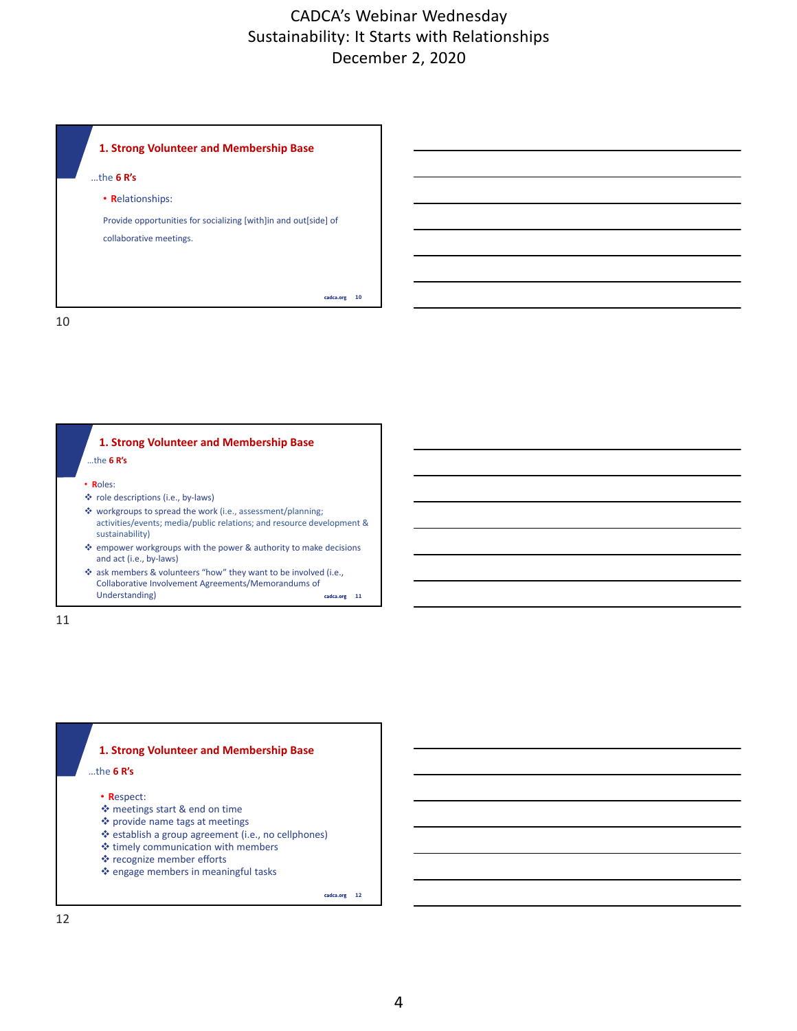## 1. Strong Volunteer and Membership Base

…the **6 R's**

- **R**elationships:

  Provide opportunities for socializing [with]in and out[side] of collaborative meetings.

## 1. Strong Volunteer and Membership Base

…the **6 R's**

- **R**oles:
  - role descriptions (i.e., by-laws)
  - workgroups to spread the work (i.e., assessment/planning; activities/events; media/public relations; and resource development & sustainability)
  - empower workgroups with the power & authority to make decisions and act (i.e., by-laws)
  - ask members & volunteers "how" they want to be involved (i.e., Collaborative Involvement Agreements/Memorandums of Understanding)

## 1. Strong Volunteer and Membership Base

…the **6 R's**

- **R**espect:
  - meetings start & end on time
  - provide name tags at meetings
  - establish a group agreement (i.e., no cellphones)
  - timely communication with members
  - recognize member efforts
  - engage members in meaningful tasks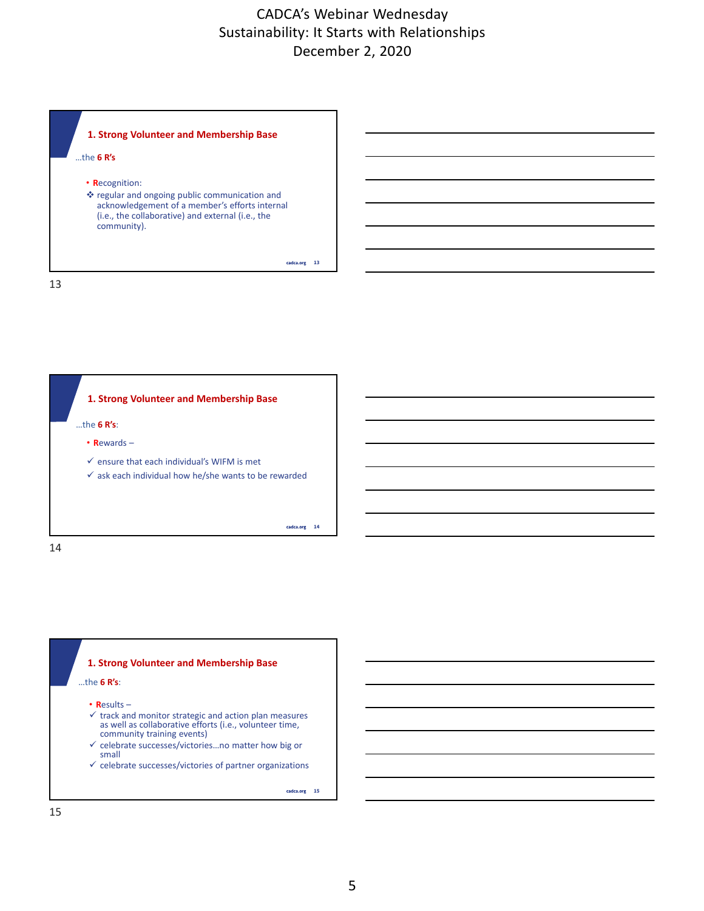## 1. Strong Volunteer and Membership Base

…the **6 R's**

- **R**ecognition:
  - regular and ongoing public communication and acknowledgement of a member's efforts internal (i.e., the collaborative) and external (i.e., the community).

## 1. Strong Volunteer and Membership Base

…the **6 R's**:

- **R**ewards –
  - ✓ ensure that each individual's WIFM is met
  - ✓ ask each individual how he/she wants to be rewarded

## 1. Strong Volunteer and Membership Base

…the **6 R's**:

- **R**esults –
  - ✓ track and monitor strategic and action plan measures as well as collaborative efforts (i.e., volunteer time, community training events)
  - ✓ celebrate successes/victories…no matter how big or small
  - ✓ celebrate successes/victories of partner organizations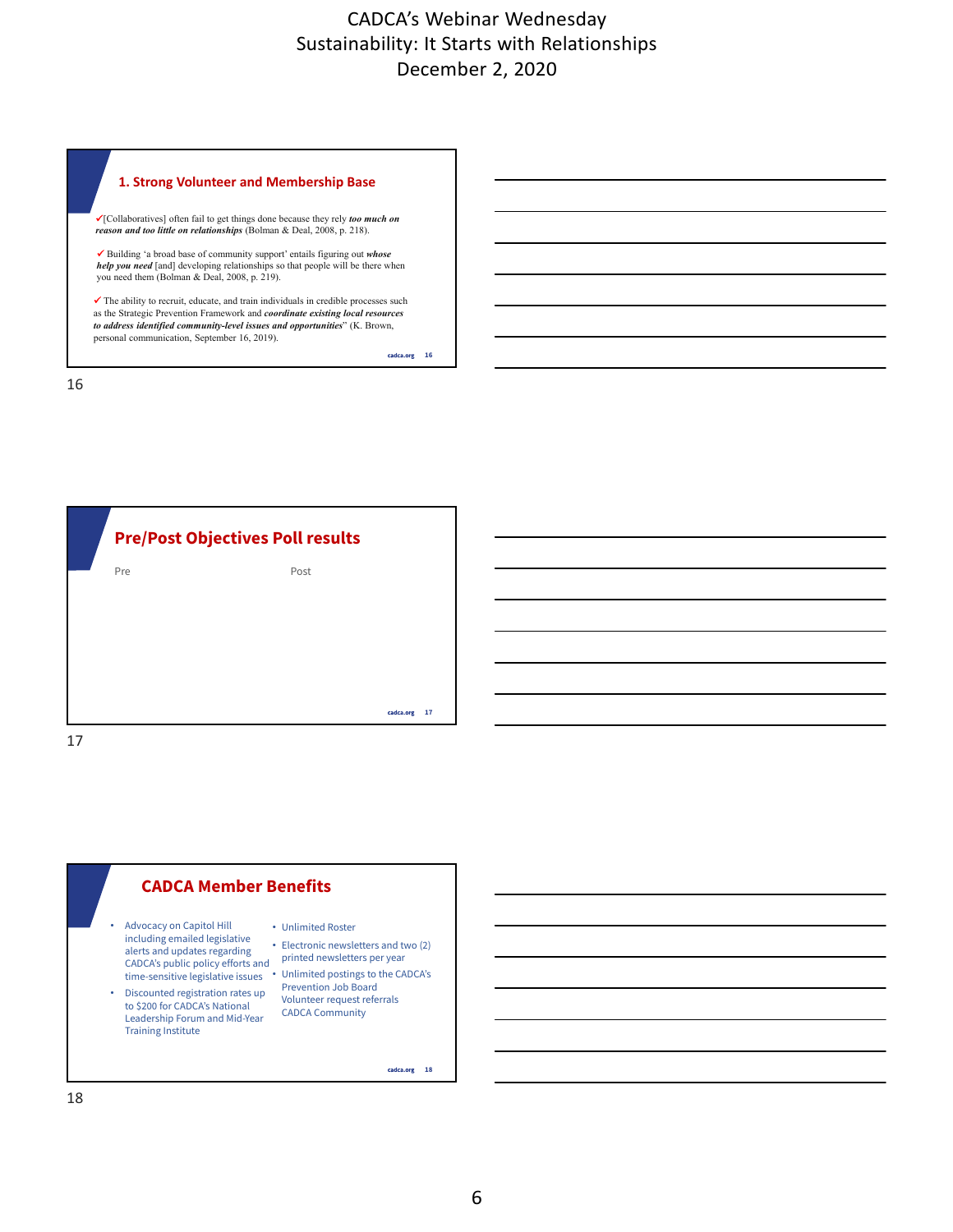## 1. Strong Volunteer and Membership Base

✓[Collaboratives] often fail to get things done because they rely ***too much on reason and too little on relationships*** (Bolman & Deal, 2008, p. 218).

✓ Building 'a broad base of community support' entails figuring out ***whose help you need*** [and] developing relationships so that people will be there when you need them (Bolman & Deal, 2008, p. 219).

✓ The ability to recruit, educate, and train individuals in credible processes such as the Strategic Prevention Framework and ***coordinate existing local resources to address identified community-level issues and opportunities***" (K. Brown, personal communication, September 16, 2019).

## Pre/Post Objectives Poll results

Pre

Post

## CADCA Member Benefits

- Advocacy on Capitol Hill including emailed legislative alerts and updates regarding CADCA's public policy efforts and time-sensitive legislative issues
- Discounted registration rates up to $200 for CADCA's National Leadership Forum and Mid-Year Training Institute
- Unlimited Roster
- Electronic newsletters and two (2) printed newsletters per year
- Unlimited postings to the CADCA's Prevention Job Board Volunteer request referrals CADCA Community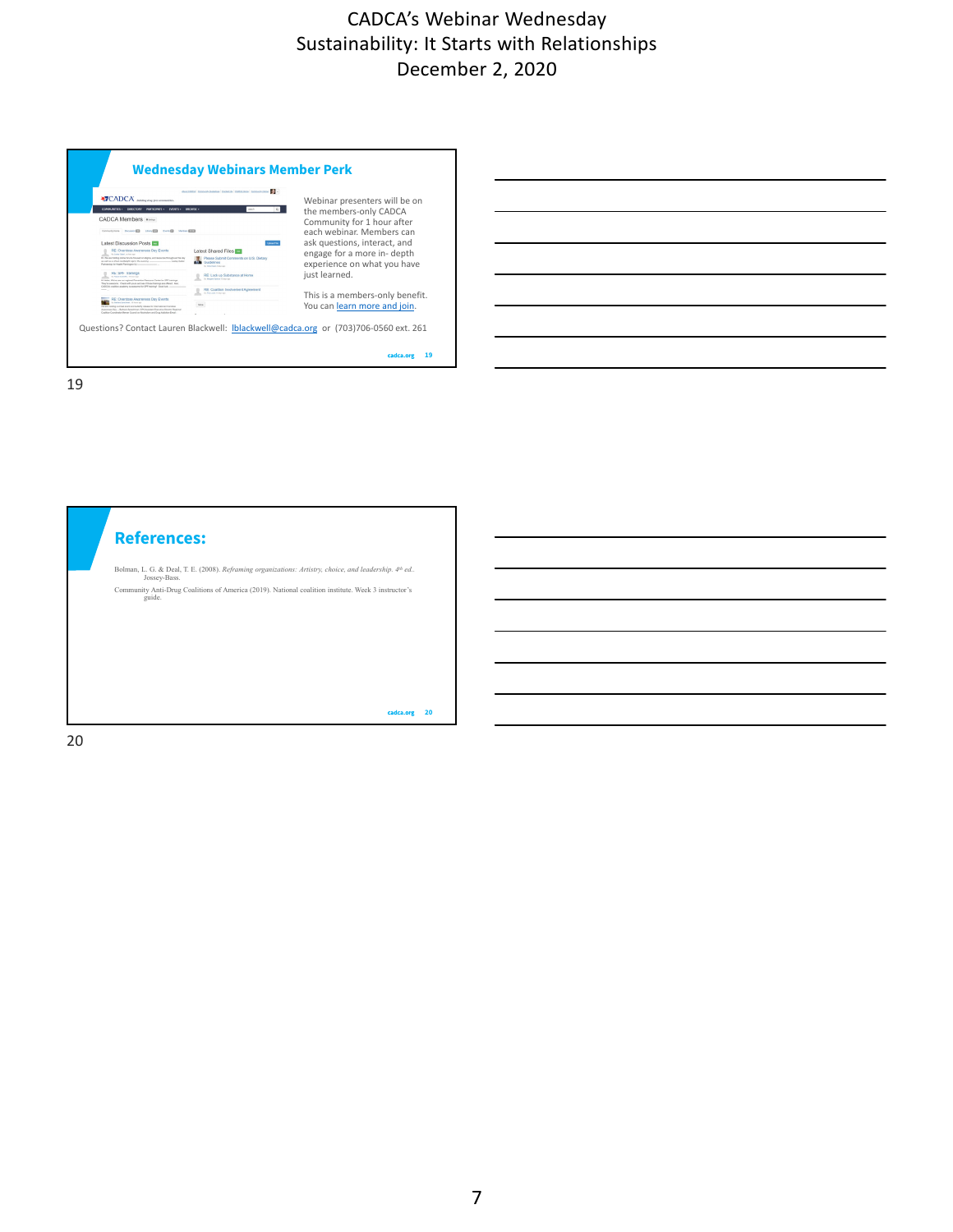## Wednesday Webinars Member Perk

Webinar presenters will be on the members-only CADCA Community for 1 hour after each webinar. Members can ask questions, interact, and engage for a more in- depth experience on what you have just learned.

This is a members-only benefit. You can learn more and join.

Questions? Contact Lauren Blackwell: lblackwell@cadca.org or (703)706-0560 ext. 261

## References:

Bolman, L. G. & Deal, T. E. (2008). *Reframing organizations: Artistry, choice, and leadership. 4th ed.*. Jossey-Bass.

Community Anti-Drug Coalitions of America (2019). National coalition institute. Week 3 instructor's guide.